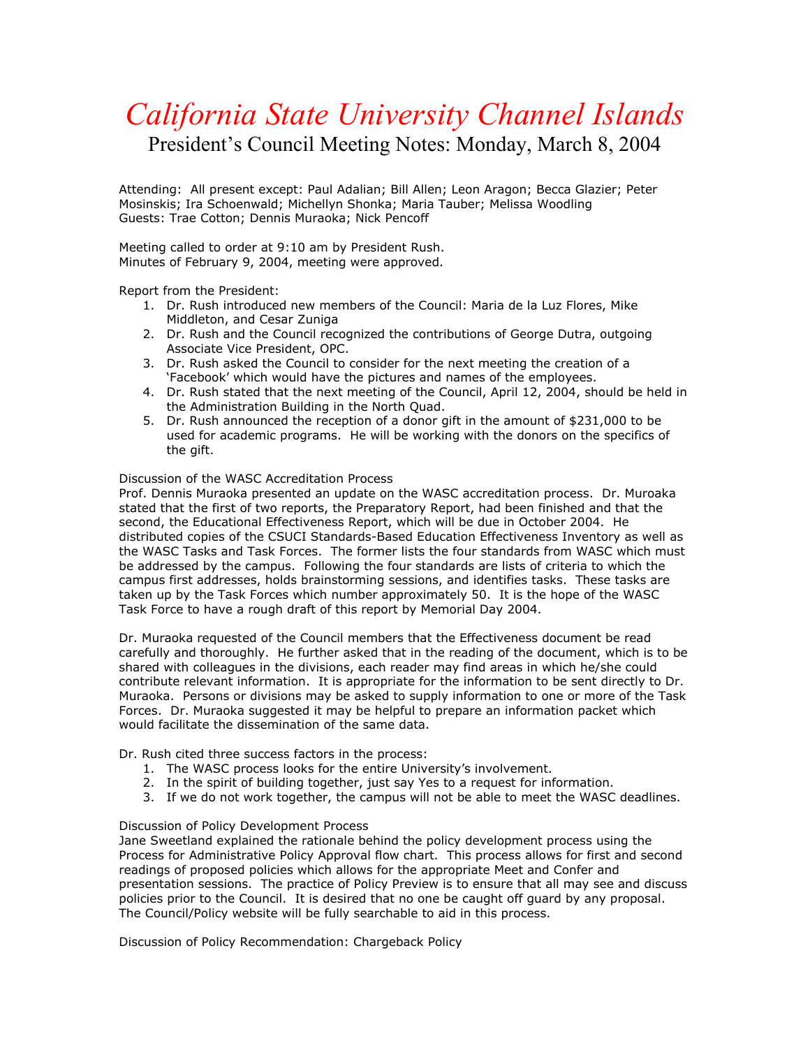# California State University Channel Islands

## President's Council Meeting Notes: Monday, March 8, 2004

Attending: All present except: Paul Adalian; Bill Allen; Leon Aragon; Becca Glazier; Peter Mosinskis; Ira Schoenwald; Michellyn Shonka; Maria Tauber; Melissa Woodling
Guests: Trae Cotton; Dennis Muraoka; Nick Pencoff

Meeting called to order at 9:10 am by President Rush.
Minutes of February 9, 2004, meeting were approved.

Report from the President:

1. Dr. Rush introduced new members of the Council: Maria de la Luz Flores, Mike Middleton, and Cesar Zuniga
2. Dr. Rush and the Council recognized the contributions of George Dutra, outgoing Associate Vice President, OPC.
3. Dr. Rush asked the Council to consider for the next meeting the creation of a 'Facebook' which would have the pictures and names of the employees.
4. Dr. Rush stated that the next meeting of the Council, April 12, 2004, should be held in the Administration Building in the North Quad.
5. Dr. Rush announced the reception of a donor gift in the amount of $231,000 to be used for academic programs. He will be working with the donors on the specifics of the gift.

Discussion of the WASC Accreditation Process

Prof. Dennis Muraoka presented an update on the WASC accreditation process. Dr. Muroaka stated that the first of two reports, the Preparatory Report, had been finished and that the second, the Educational Effectiveness Report, which will be due in October 2004. He distributed copies of the CSUCI Standards-Based Education Effectiveness Inventory as well as the WASC Tasks and Task Forces. The former lists the four standards from WASC which must be addressed by the campus. Following the four standards are lists of criteria to which the campus first addresses, holds brainstorming sessions, and identifies tasks. These tasks are taken up by the Task Forces which number approximately 50. It is the hope of the WASC Task Force to have a rough draft of this report by Memorial Day 2004.

Dr. Muraoka requested of the Council members that the Effectiveness document be read carefully and thoroughly. He further asked that in the reading of the document, which is to be shared with colleagues in the divisions, each reader may find areas in which he/she could contribute relevant information. It is appropriate for the information to be sent directly to Dr. Muraoka. Persons or divisions may be asked to supply information to one or more of the Task Forces. Dr. Muraoka suggested it may be helpful to prepare an information packet which would facilitate the dissemination of the same data.

Dr. Rush cited three success factors in the process:

1. The WASC process looks for the entire University's involvement.
2. In the spirit of building together, just say Yes to a request for information.
3. If we do not work together, the campus will not be able to meet the WASC deadlines.

Discussion of Policy Development Process

Jane Sweetland explained the rationale behind the policy development process using the Process for Administrative Policy Approval flow chart. This process allows for first and second readings of proposed policies which allows for the appropriate Meet and Confer and presentation sessions. The practice of Policy Preview is to ensure that all may see and discuss policies prior to the Council. It is desired that no one be caught off guard by any proposal. The Council/Policy website will be fully searchable to aid in this process.

Discussion of Policy Recommendation: Chargeback Policy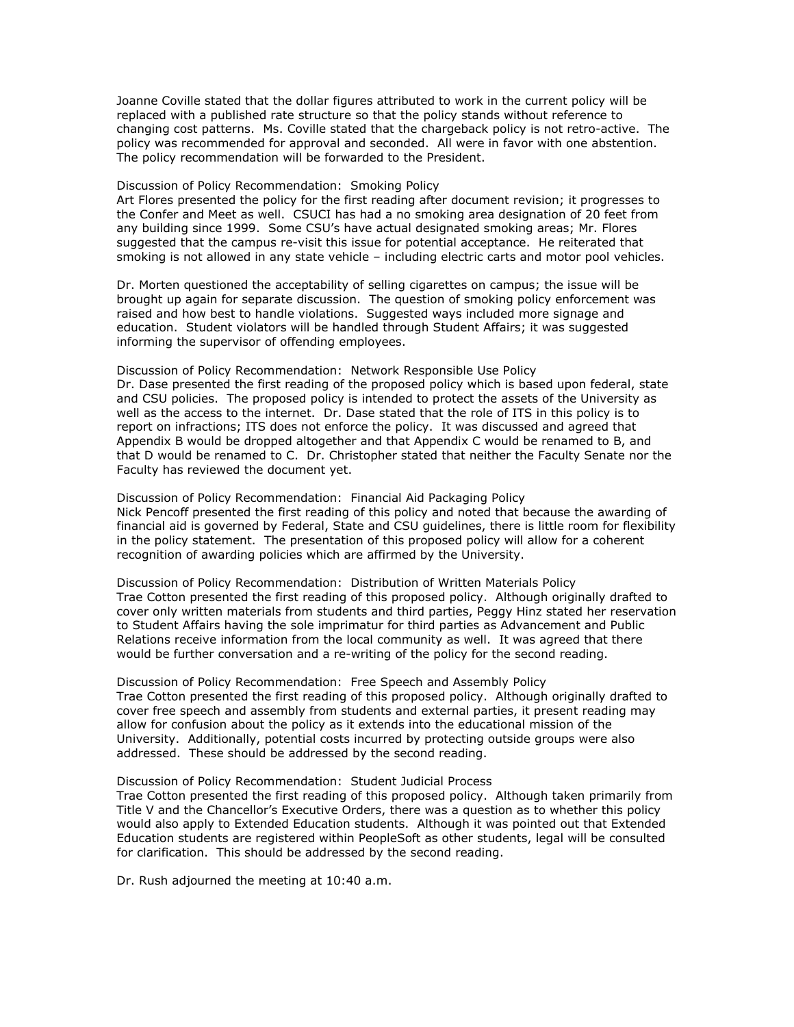Joanne Coville stated that the dollar figures attributed to work in the current policy will be replaced with a published rate structure so that the policy stands without reference to changing cost patterns. Ms. Coville stated that the chargeback policy is not retro-active. The policy was recommended for approval and seconded. All were in favor with one abstention. The policy recommendation will be forwarded to the President.

Discussion of Policy Recommendation: Smoking Policy
Art Flores presented the policy for the first reading after document revision; it progresses to the Confer and Meet as well. CSUCI has had a no smoking area designation of 20 feet from any building since 1999. Some CSU's have actual designated smoking areas; Mr. Flores suggested that the campus re-visit this issue for potential acceptance. He reiterated that smoking is not allowed in any state vehicle – including electric carts and motor pool vehicles.

Dr. Morten questioned the acceptability of selling cigarettes on campus; the issue will be brought up again for separate discussion. The question of smoking policy enforcement was raised and how best to handle violations. Suggested ways included more signage and education. Student violators will be handled through Student Affairs; it was suggested informing the supervisor of offending employees.

Discussion of Policy Recommendation: Network Responsible Use Policy
Dr. Dase presented the first reading of the proposed policy which is based upon federal, state and CSU policies. The proposed policy is intended to protect the assets of the University as well as the access to the internet. Dr. Dase stated that the role of ITS in this policy is to report on infractions; ITS does not enforce the policy. It was discussed and agreed that Appendix B would be dropped altogether and that Appendix C would be renamed to B, and that D would be renamed to C. Dr. Christopher stated that neither the Faculty Senate nor the Faculty has reviewed the document yet.

Discussion of Policy Recommendation: Financial Aid Packaging Policy
Nick Pencoff presented the first reading of this policy and noted that because the awarding of financial aid is governed by Federal, State and CSU guidelines, there is little room for flexibility in the policy statement. The presentation of this proposed policy will allow for a coherent recognition of awarding policies which are affirmed by the University.

Discussion of Policy Recommendation: Distribution of Written Materials Policy
Trae Cotton presented the first reading of this proposed policy. Although originally drafted to cover only written materials from students and third parties, Peggy Hinz stated her reservation to Student Affairs having the sole imprimatur for third parties as Advancement and Public Relations receive information from the local community as well. It was agreed that there would be further conversation and a re-writing of the policy for the second reading.

Discussion of Policy Recommendation: Free Speech and Assembly Policy
Trae Cotton presented the first reading of this proposed policy. Although originally drafted to cover free speech and assembly from students and external parties, it present reading may allow for confusion about the policy as it extends into the educational mission of the University. Additionally, potential costs incurred by protecting outside groups were also addressed. These should be addressed by the second reading.

Discussion of Policy Recommendation: Student Judicial Process
Trae Cotton presented the first reading of this proposed policy. Although taken primarily from Title V and the Chancellor's Executive Orders, there was a question as to whether this policy would also apply to Extended Education students. Although it was pointed out that Extended Education students are registered within PeopleSoft as other students, legal will be consulted for clarification. This should be addressed by the second reading.

Dr. Rush adjourned the meeting at 10:40 a.m.